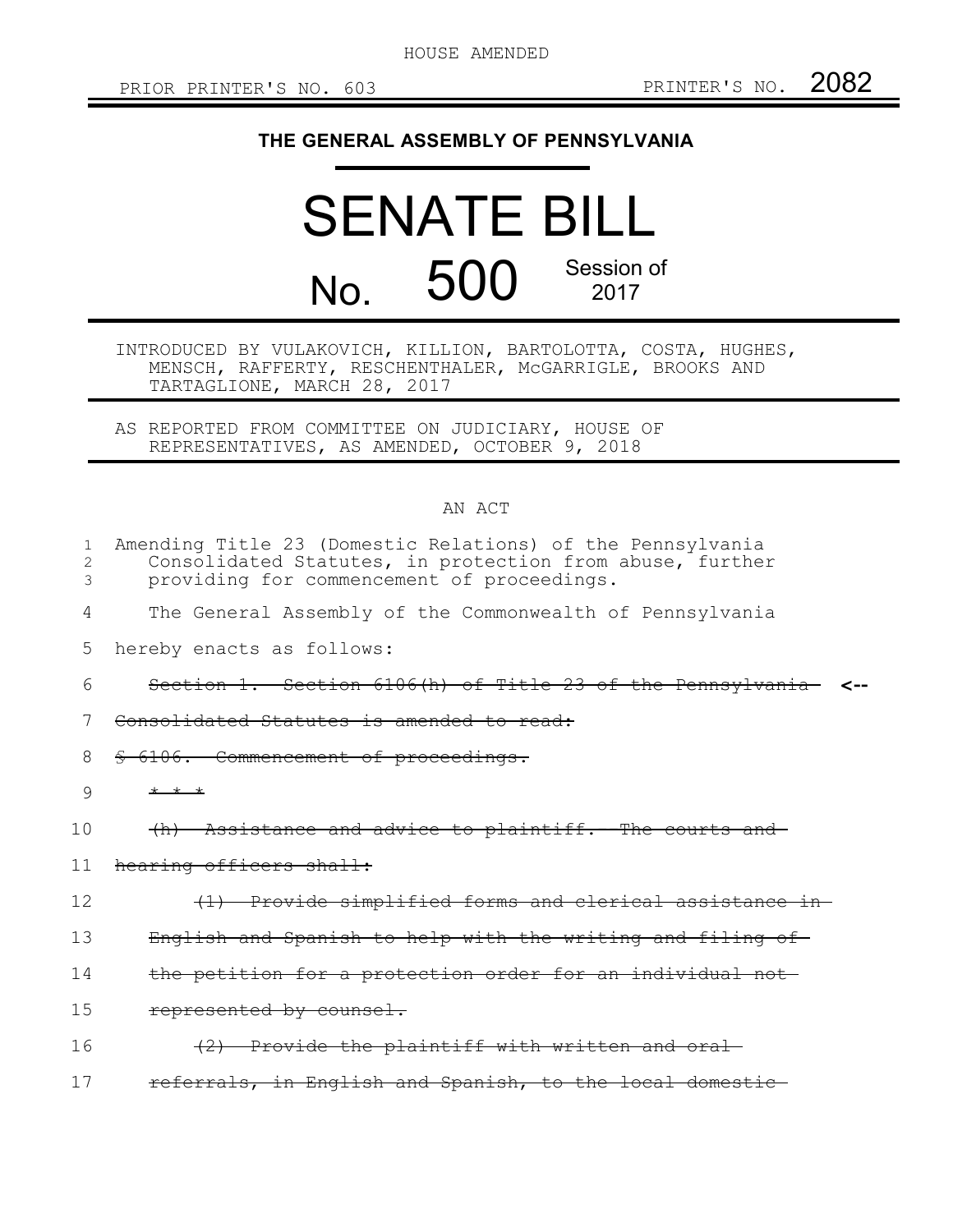HOUSE AMENDED

PRIOR PRINTER'S NO. 603 PRINTER'S NO. 2082

**THE GENERAL ASSEMBLY OF PENNSYLVANIA**

# SENATE BILL

# No. 500 Session of 2017

INTRODUCED BY VULAKOVICH, KILLION, BARTOLOTTA, COSTA, HUGHES, MENSCH, RAFFERTY, RESCHENTHALER, McGARRIGLE, BROOKS AND TARTAGLIONE, MARCH 28, 2017

AS REPORTED FROM COMMITTEE ON JUDICIARY, HOUSE OF REPRESENTATIVES, AS AMENDED, OCTOBER 9, 2018

AN ACT

1 Amending Title 23 (Domestic Relations) of the Pennsylvania
2 Consolidated Statutes, in protection from abuse, further
3 providing for commencement of proceedings.

4 The General Assembly of the Commonwealth of Pennsylvania
5 hereby enacts as follows:

6 ~~Section 1. Section 6106(h) of Title 23 of the Pennsylvania~~ <--
7 ~~Consolidated Statutes is amended to read:~~
8 ~~§ 6106. Commencement of proceedings.~~
9 ~~* * *~~
10 ~~(h) Assistance and advice to plaintiff. The courts and~~
11 ~~hearing officers shall:~~
12 ~~(1) Provide simplified forms and clerical assistance in~~
13 ~~English and Spanish to help with the writing and filing of~~
14 ~~the petition for a protection order for an individual not~~
15 ~~represented by counsel.~~
16 ~~(2) Provide the plaintiff with written and oral~~
17 ~~referrals, in English and Spanish, to the local domestic~~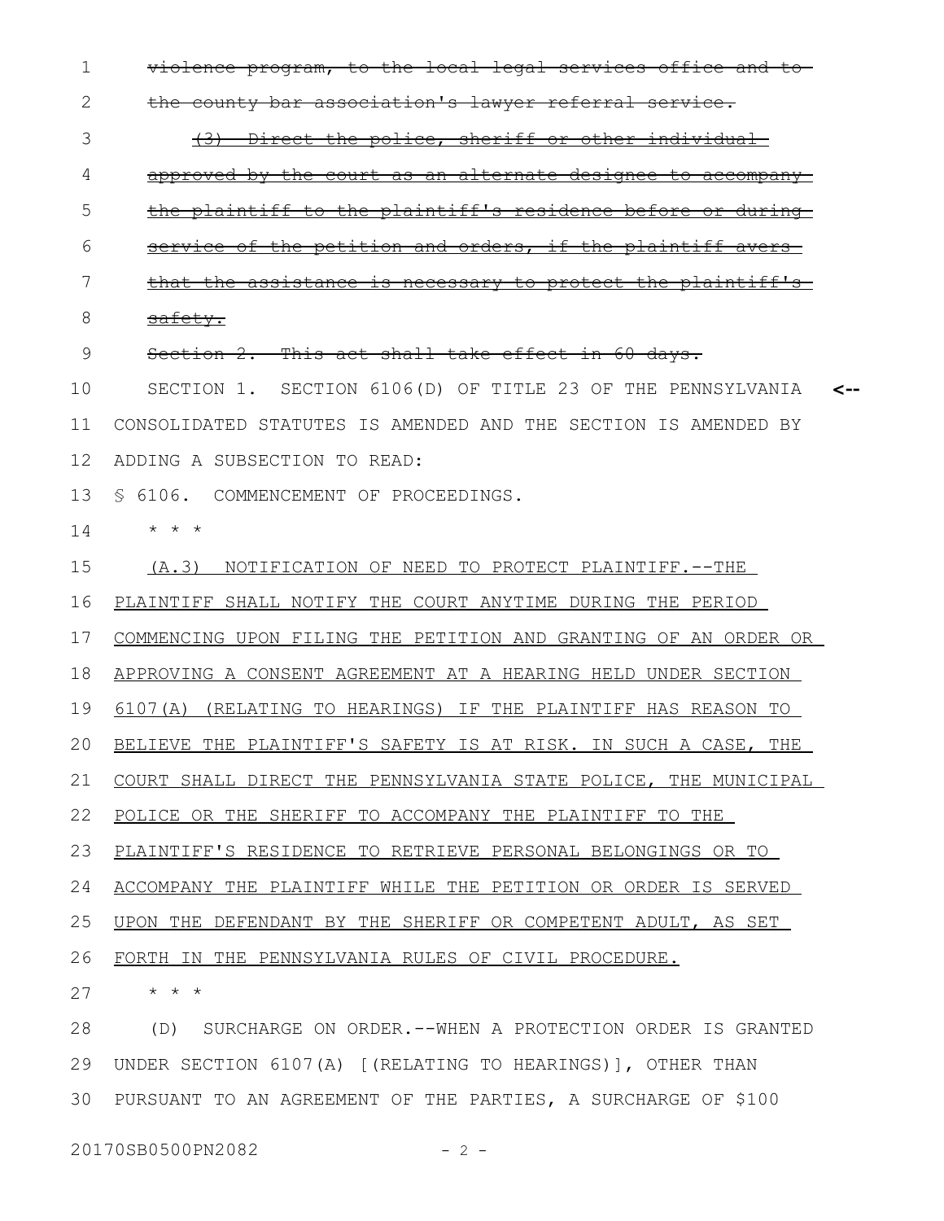~~violence program, to the local legal services office and to the county bar association's lawyer referral service.~~

~~(3) Direct the police, sheriff or other individual approved by the court as an alternate designee to accompany the plaintiff to the plaintiff's residence before or during service of the petition and orders, if the plaintiff avers that the assistance is necessary to protect the plaintiff's safety.~~

~~Section 2. This act shall take effect in 60 days.~~

SECTION 1. SECTION 6106(D) OF TITLE 23 OF THE PENNSYLVANIA CONSOLIDATED STATUTES IS AMENDED AND THE SECTION IS AMENDED BY ADDING A SUBSECTION TO READ:

§ 6106. COMMENCEMENT OF PROCEEDINGS.

\* \* \*

<u>(A.3) NOTIFICATION OF NEED TO PROTECT PLAINTIFF.--THE PLAINTIFF SHALL NOTIFY THE COURT ANYTIME DURING THE PERIOD COMMENCING UPON FILING THE PETITION AND GRANTING OF AN ORDER OR APPROVING A CONSENT AGREEMENT AT A HEARING HELD UNDER SECTION 6107(A) (RELATING TO HEARINGS) IF THE PLAINTIFF HAS REASON TO BELIEVE THE PLAINTIFF'S SAFETY IS AT RISK. IN SUCH A CASE, THE COURT SHALL DIRECT THE PENNSYLVANIA STATE POLICE, THE MUNICIPAL POLICE OR THE SHERIFF TO ACCOMPANY THE PLAINTIFF TO THE PLAINTIFF'S RESIDENCE TO RETRIEVE PERSONAL BELONGINGS OR TO ACCOMPANY THE PLAINTIFF WHILE THE PETITION OR ORDER IS SERVED UPON THE DEFENDANT BY THE SHERIFF OR COMPETENT ADULT, AS SET FORTH IN THE PENNSYLVANIA RULES OF CIVIL PROCEDURE.</u>

\* \* \*

(D) SURCHARGE ON ORDER.--WHEN A PROTECTION ORDER IS GRANTED UNDER SECTION 6107(A) [(RELATING TO HEARINGS)], OTHER THAN PURSUANT TO AN AGREEMENT OF THE PARTIES, A SURCHARGE OF $100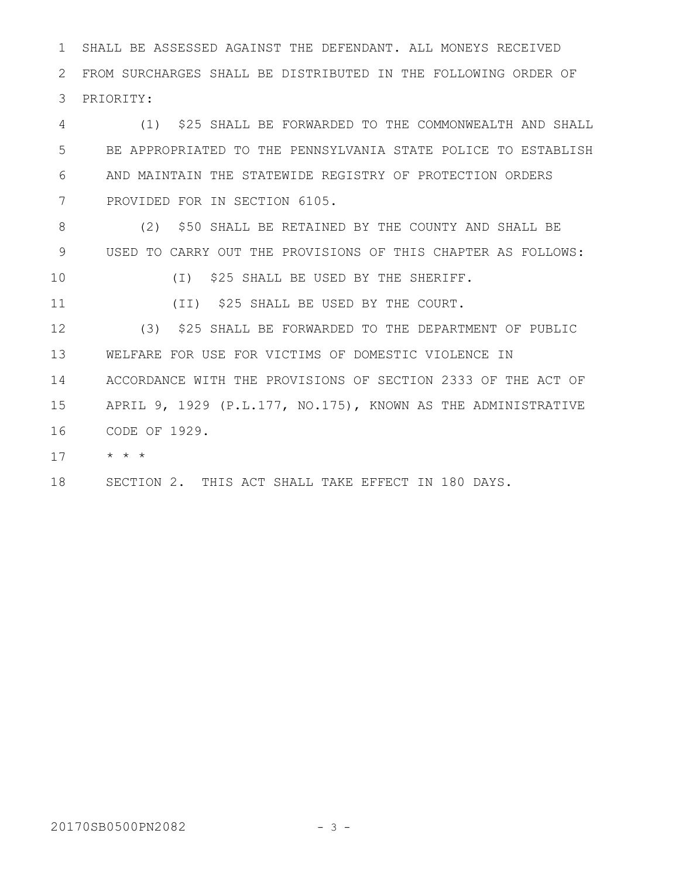SHALL BE ASSESSED AGAINST THE DEFENDANT. ALL MONEYS RECEIVED FROM SURCHARGES SHALL BE DISTRIBUTED IN THE FOLLOWING ORDER OF PRIORITY:

(1) $25 SHALL BE FORWARDED TO THE COMMONWEALTH AND SHALL BE APPROPRIATED TO THE PENNSYLVANIA STATE POLICE TO ESTABLISH AND MAINTAIN THE STATEWIDE REGISTRY OF PROTECTION ORDERS PROVIDED FOR IN SECTION 6105.

(2) $50 SHALL BE RETAINED BY THE COUNTY AND SHALL BE USED TO CARRY OUT THE PROVISIONS OF THIS CHAPTER AS FOLLOWS:

(I) $25 SHALL BE USED BY THE SHERIFF.

(II) $25 SHALL BE USED BY THE COURT.

(3) $25 SHALL BE FORWARDED TO THE DEPARTMENT OF PUBLIC WELFARE FOR USE FOR VICTIMS OF DOMESTIC VIOLENCE IN ACCORDANCE WITH THE PROVISIONS OF SECTION 2333 OF THE ACT OF APRIL 9, 1929 (P.L.177, NO.175), KNOWN AS THE ADMINISTRATIVE CODE OF 1929.

* * *

SECTION 2. THIS ACT SHALL TAKE EFFECT IN 180 DAYS.